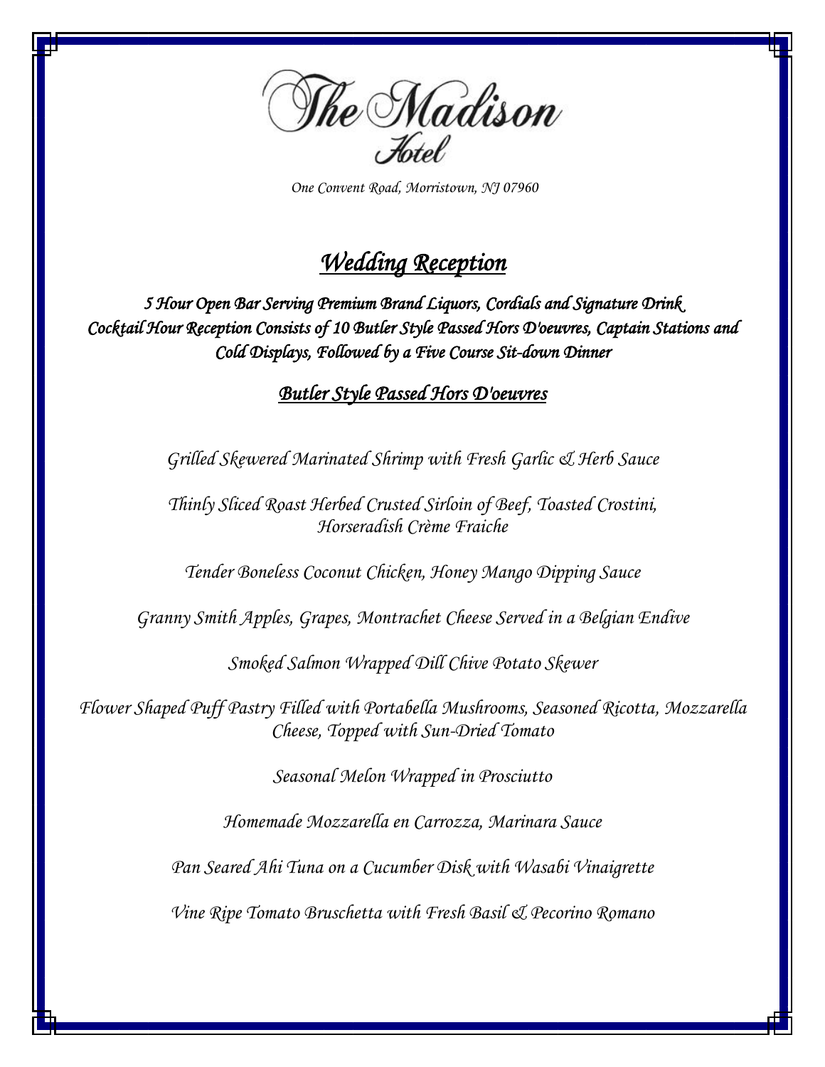# The Madison Hotel

*One Convent Road, Morristown, NJ 07960*

## *Wedding Reception*

***5 Hour Open Bar Serving Premium Brand Liquors, Cordials and Signature Drink***
***Cocktail Hour Reception Consists of 10 Butler Style Passed Hors D'oeuvres, Captain Stations and Cold Displays, Followed by a Five Course Sit-down Dinner***

### *Butler Style Passed Hors D'oeuvres*

*Grilled Skewered Marinated Shrimp with Fresh Garlic & Herb Sauce*

*Thinly Sliced Roast Herbed Crusted Sirloin of Beef, Toasted Crostini, Horseradish Crème Fraiche*

*Tender Boneless Coconut Chicken, Honey Mango Dipping Sauce*

*Granny Smith Apples, Grapes, Montrachet Cheese Served in a Belgian Endive*

*Smoked Salmon Wrapped Dill Chive Potato Skewer*

*Flower Shaped Puff Pastry Filled with Portabella Mushrooms, Seasoned Ricotta, Mozzarella Cheese, Topped with Sun-Dried Tomato*

*Seasonal Melon Wrapped in Prosciutto*

*Homemade Mozzarella en Carrozza, Marinara Sauce*

*Pan Seared Ahi Tuna on a Cucumber Disk with Wasabi Vinaigrette*

*Vine Ripe Tomato Bruschetta with Fresh Basil & Pecorino Romano*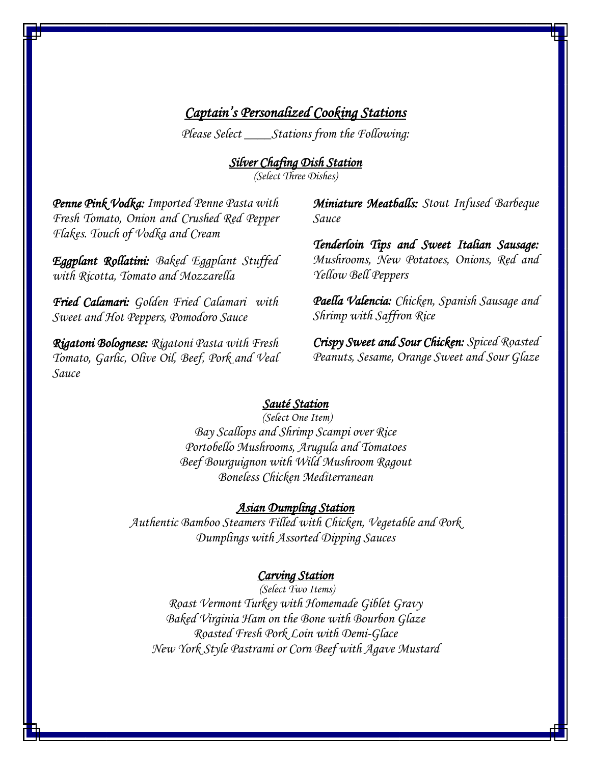# *Captain's Personalized Cooking Stations*

*Please Select \_\_\_\_Stations from the Following:*

## *Silver Chafing Dish Station*

*(Select Three Dishes)*

***Penne Pink Vodka:*** *Imported Penne Pasta with Fresh Tomato, Onion and Crushed Red Pepper Flakes. Touch of Vodka and Cream*

***Eggplant Rollatini:*** *Baked Eggplant Stuffed with Ricotta, Tomato and Mozzarella*

***Fried Calamari:*** *Golden Fried Calamari with Sweet and Hot Peppers, Pomodoro Sauce*

***Rigatoni Bolognese:*** *Rigatoni Pasta with Fresh Tomato, Garlic, Olive Oil, Beef, Pork and Veal Sauce*

***Miniature Meatballs:*** *Stout Infused Barbeque Sauce*

***Tenderloin Tips and Sweet Italian Sausage:*** *Mushrooms, New Potatoes, Onions, Red and Yellow Bell Peppers*

***Paella Valencia:*** *Chicken, Spanish Sausage and Shrimp with Saffron Rice*

***Crispy Sweet and Sour Chicken:*** *Spiced Roasted Peanuts, Sesame, Orange Sweet and Sour Glaze*

## *Sauté Station*

*(Select One Item)*

*Bay Scallops and Shrimp Scampi over Rice*
*Portobello Mushrooms, Arugula and Tomatoes*
*Beef Bourguignon with Wild Mushroom Ragout*
*Boneless Chicken Mediterranean*

## *Asian Dumpling Station*

*Authentic Bamboo Steamers Filled with Chicken, Vegetable and Pork Dumplings with Assorted Dipping Sauces*

## *Carving Station*

*(Select Two Items)*

*Roast Vermont Turkey with Homemade Giblet Gravy*
*Baked Virginia Ham on the Bone with Bourbon Glaze*
*Roasted Fresh Pork Loin with Demi-Glace*
*New York Style Pastrami or Corn Beef with Agave Mustard*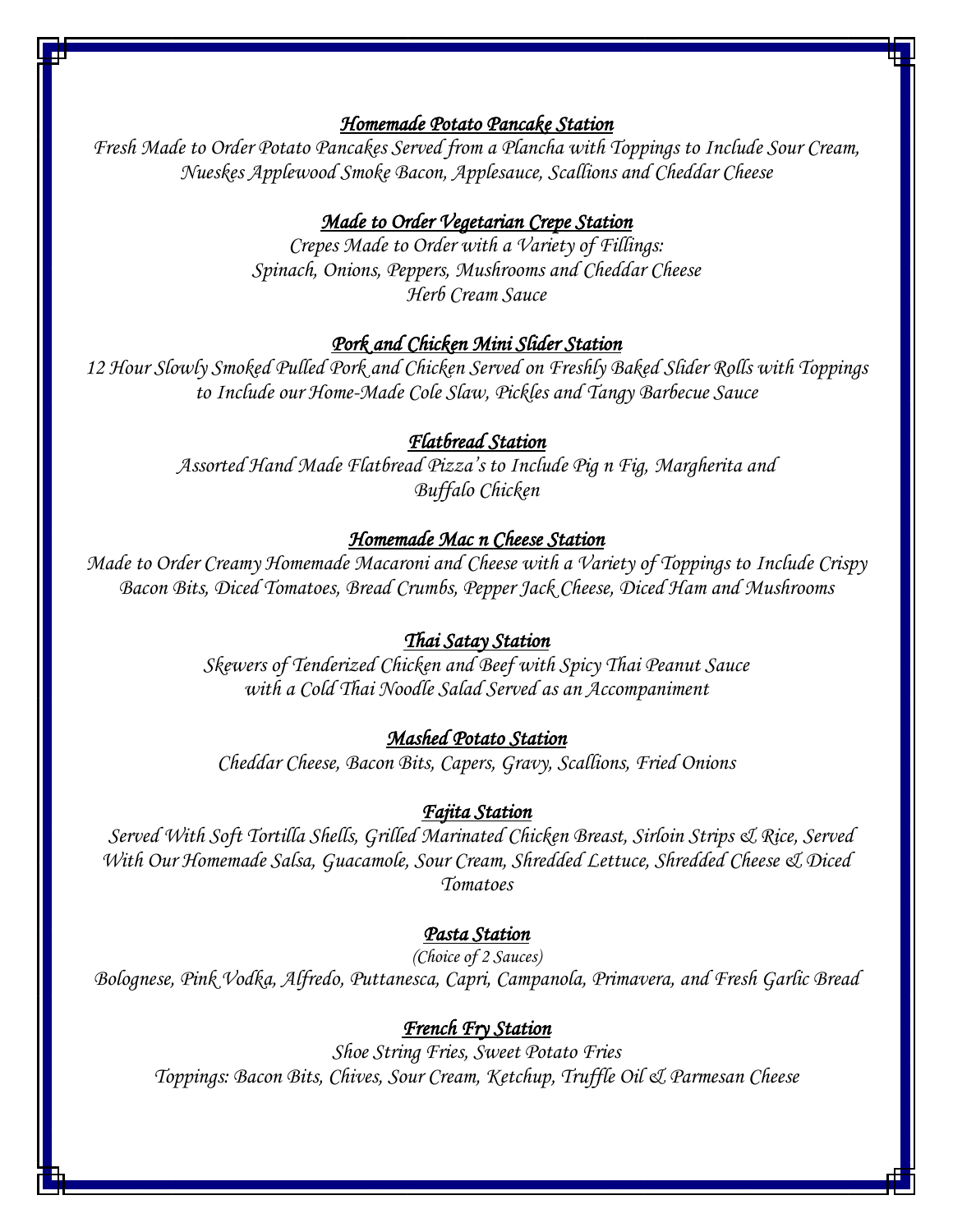***Homemade Potato Pancake Station***

*Fresh Made to Order Potato Pancakes Served from a Plancha with Toppings to Include Sour Cream, Nueskes Applewood Smoke Bacon, Applesauce, Scallions and Cheddar Cheese*

***Made to Order Vegetarian Crepe Station***

*Crepes Made to Order with a Variety of Fillings:*
*Spinach, Onions, Peppers, Mushrooms and Cheddar Cheese*
*Herb Cream Sauce*

***Pork and Chicken Mini Slider Station***

*12 Hour Slowly Smoked Pulled Pork and Chicken Served on Freshly Baked Slider Rolls with Toppings to Include our Home-Made Cole Slaw, Pickles and Tangy Barbecue Sauce*

***Flatbread Station***

*Assorted Hand Made Flatbread Pizza's to Include Pig n Fig, Margherita and Buffalo Chicken*

***Homemade Mac n Cheese Station***

*Made to Order Creamy Homemade Macaroni and Cheese with a Variety of Toppings to Include Crispy Bacon Bits, Diced Tomatoes, Bread Crumbs, Pepper Jack Cheese, Diced Ham and Mushrooms*

***Thai Satay Station***

*Skewers of Tenderized Chicken and Beef with Spicy Thai Peanut Sauce with a Cold Thai Noodle Salad Served as an Accompaniment*

***Mashed Potato Station***

*Cheddar Cheese, Bacon Bits, Capers, Gravy, Scallions, Fried Onions*

***Fajita Station***

*Served With Soft Tortilla Shells, Grilled Marinated Chicken Breast, Sirloin Strips & Rice, Served With Our Homemade Salsa, Guacamole, Sour Cream, Shredded Lettuce, Shredded Cheese & Diced Tomatoes*

***Pasta Station***

*(Choice of 2 Sauces)*
*Bolognese, Pink Vodka, Alfredo, Puttanesca, Capri, Campanola, Primavera, and Fresh Garlic Bread*

***French Fry Station***

*Shoe String Fries, Sweet Potato Fries*
*Toppings: Bacon Bits, Chives, Sour Cream, Ketchup, Truffle Oil & Parmesan Cheese*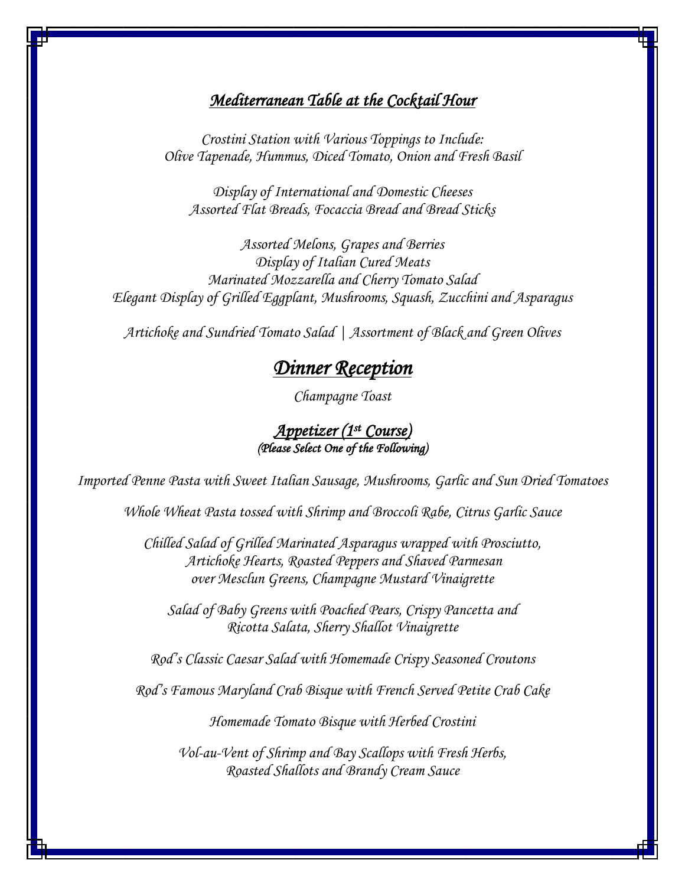## *Mediterranean Table at the Cocktail Hour*

*Crostini Station with Various Toppings to Include:*
*Olive Tapenade, Hummus, Diced Tomato, Onion and Fresh Basil*

*Display of International and Domestic Cheeses*
*Assorted Flat Breads, Focaccia Bread and Bread Sticks*

*Assorted Melons, Grapes and Berries*
*Display of Italian Cured Meats*
*Marinated Mozzarella and Cherry Tomato Salad*
*Elegant Display of Grilled Eggplant, Mushrooms, Squash, Zucchini and Asparagus*

*Artichoke and Sundried Tomato Salad | Assortment of Black and Green Olives*

# *Dinner Reception*

*Champagne Toast*

### *Appetizer (1st Course)*

*(Please Select One of the Following)*

*Imported Penne Pasta with Sweet Italian Sausage, Mushrooms, Garlic and Sun Dried Tomatoes*

*Whole Wheat Pasta tossed with Shrimp and Broccoli Rabe, Citrus Garlic Sauce*

*Chilled Salad of Grilled Marinated Asparagus wrapped with Prosciutto,*
*Artichoke Hearts, Roasted Peppers and Shaved Parmesan*
*over Mesclun Greens, Champagne Mustard Vinaigrette*

*Salad of Baby Greens with Poached Pears, Crispy Pancetta and*
*Ricotta Salata, Sherry Shallot Vinaigrette*

*Rod's Classic Caesar Salad with Homemade Crispy Seasoned Croutons*

*Rod's Famous Maryland Crab Bisque with French Served Petite Crab Cake*

*Homemade Tomato Bisque with Herbed Crostini*

*Vol-au-Vent of Shrimp and Bay Scallops with Fresh Herbs,*
*Roasted Shallots and Brandy Cream Sauce*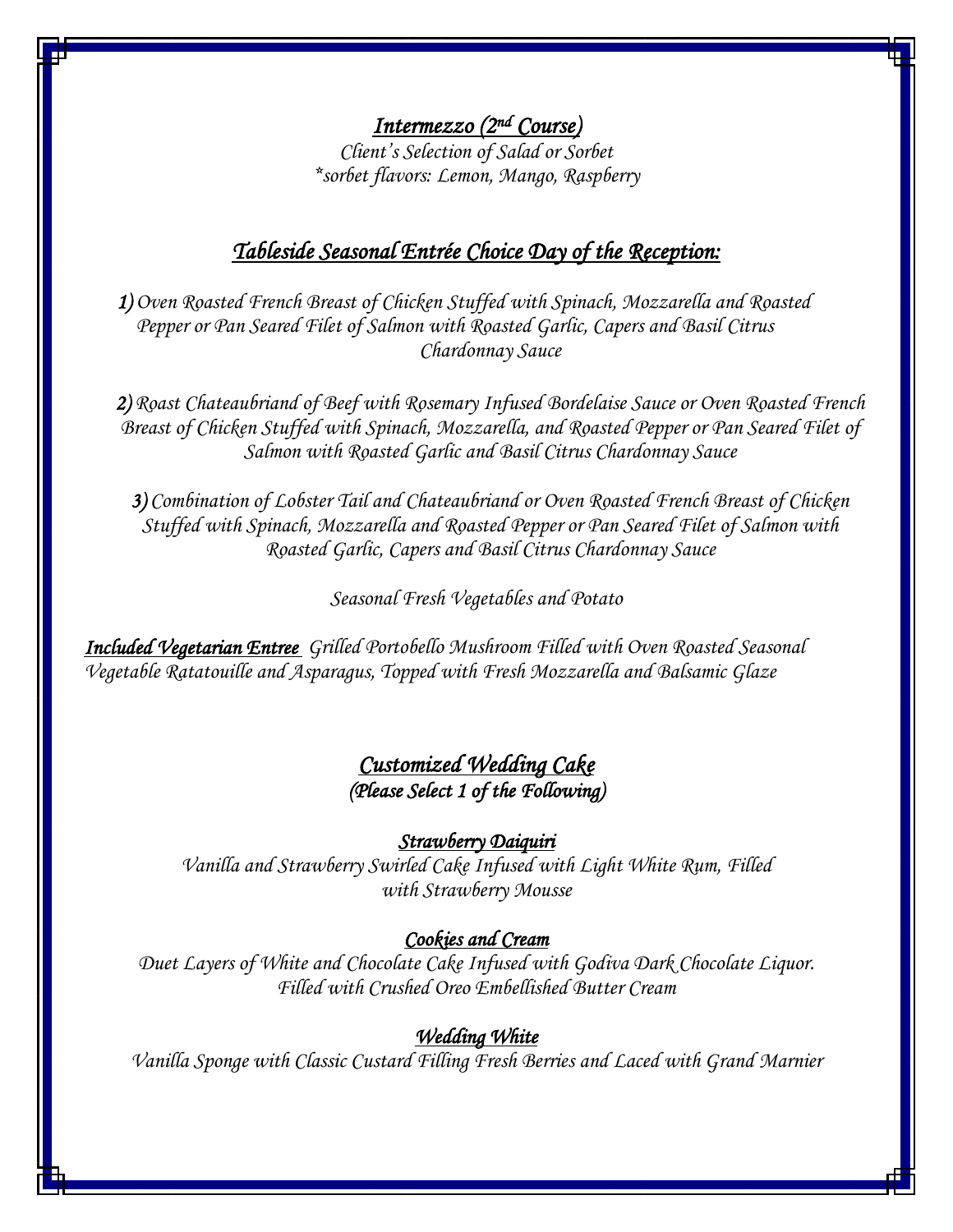## *Intermezzo (2nd Course)*

*Client's Selection of Salad or Sorbet*
*\*sorbet flavors: Lemon, Mango, Raspberry*

## *Tableside Seasonal Entrée Choice Day of the Reception:*

***1)*** *Oven Roasted French Breast of Chicken Stuffed with Spinach, Mozzarella and Roasted Pepper or Pan Seared Filet of Salmon with Roasted Garlic, Capers and Basil Citrus Chardonnay Sauce*

***2)*** *Roast Chateaubriand of Beef with Rosemary Infused Bordelaise Sauce or Oven Roasted French Breast of Chicken Stuffed with Spinach, Mozzarella, and Roasted Pepper or Pan Seared Filet of Salmon with Roasted Garlic and Basil Citrus Chardonnay Sauce*

***3)*** *Combination of Lobster Tail and Chateaubriand or Oven Roasted French Breast of Chicken Stuffed with Spinach, Mozzarella and Roasted Pepper or Pan Seared Filet of Salmon with Roasted Garlic, Capers and Basil Citrus Chardonnay Sauce*

*Seasonal Fresh Vegetables and Potato*

***Included Vegetarian Entree*** *Grilled Portobello Mushroom Filled with Oven Roasted Seasonal Vegetable Ratatouille and Asparagus, Topped with Fresh Mozzarella and Balsamic Glaze*

## *Customized Wedding Cake*

***(Please Select 1 of the Following)***

### *Strawberry Daiquiri*

*Vanilla and Strawberry Swirled Cake Infused with Light White Rum, Filled with Strawberry Mousse*

### *Cookies and Cream*

*Duet Layers of White and Chocolate Cake Infused with Godiva Dark Chocolate Liquor. Filled with Crushed Oreo Embellished Butter Cream*

### *Wedding White*

*Vanilla Sponge with Classic Custard Filling Fresh Berries and Laced with Grand Marnier*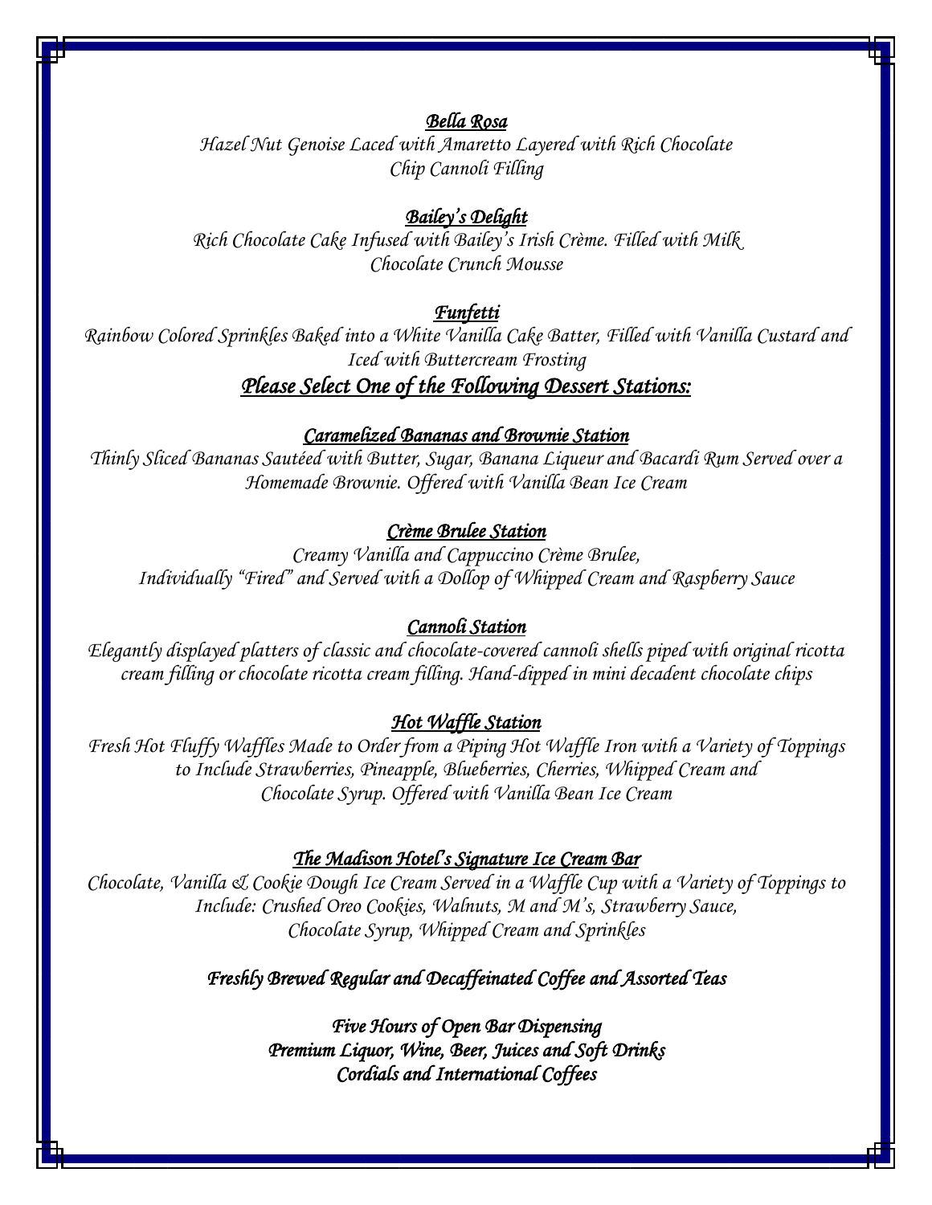***Bella Rosa***

*Hazel Nut Genoise Laced with Amaretto Layered with Rich Chocolate Chip Cannoli Filling*

***Bailey's Delight***

*Rich Chocolate Cake Infused with Bailey's Irish Crème. Filled with Milk Chocolate Crunch Mousse*

***Funfetti***

*Rainbow Colored Sprinkles Baked into a White Vanilla Cake Batter, Filled with Vanilla Custard and Iced with Buttercream Frosting*

## *Please Select One of the Following Dessert Stations:*

***Caramelized Bananas and Brownie Station***

*Thinly Sliced Bananas Sautéed with Butter, Sugar, Banana Liqueur and Bacardi Rum Served over a Homemade Brownie. Offered with Vanilla Bean Ice Cream*

***Crème Brulee Station***

*Creamy Vanilla and Cappuccino Crème Brulee,*
*Individually "Fired" and Served with a Dollop of Whipped Cream and Raspberry Sauce*

***Cannoli Station***

*Elegantly displayed platters of classic and chocolate-covered cannoli shells piped with original ricotta cream filling or chocolate ricotta cream filling. Hand-dipped in mini decadent chocolate chips*

***Hot Waffle Station***

*Fresh Hot Fluffy Waffles Made to Order from a Piping Hot Waffle Iron with a Variety of Toppings to Include Strawberries, Pineapple, Blueberries, Cherries, Whipped Cream and Chocolate Syrup. Offered with Vanilla Bean Ice Cream*

***The Madison Hotel's Signature Ice Cream Bar***

*Chocolate, Vanilla & Cookie Dough Ice Cream Served in a Waffle Cup with a Variety of Toppings to Include: Crushed Oreo Cookies, Walnuts, M and M's, Strawberry Sauce, Chocolate Syrup, Whipped Cream and Sprinkles*

***Freshly Brewed Regular and Decaffeinated Coffee and Assorted Teas***

***Five Hours of Open Bar Dispensing***
***Premium Liquor, Wine, Beer, Juices and Soft Drinks***
***Cordials and International Coffees***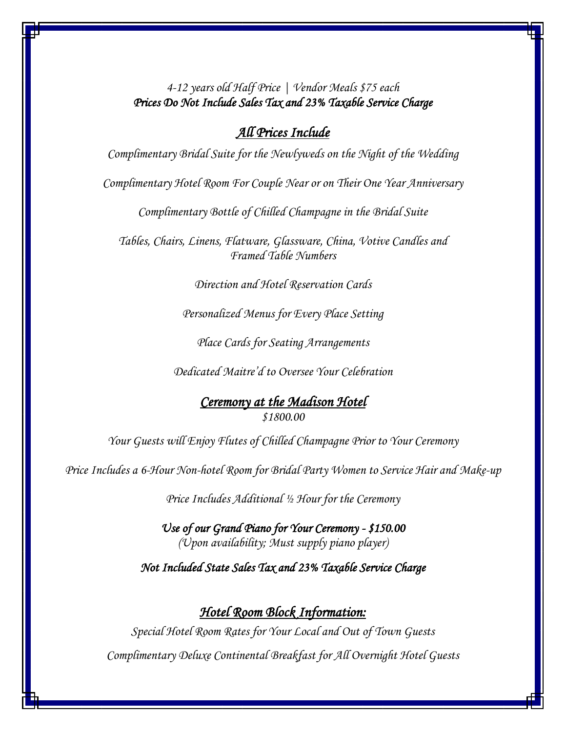*4-12 years old Half Price | Vendor Meals $75 each*
***Prices Do Not Include Sales Tax and 23% Taxable Service Charge***

## ***All Prices Include***

*Complimentary Bridal Suite for the Newlyweds on the Night of the Wedding*

*Complimentary Hotel Room For Couple Near or on Their One Year Anniversary*

*Complimentary Bottle of Chilled Champagne in the Bridal Suite*

*Tables, Chairs, Linens, Flatware, Glassware, China, Votive Candles and Framed Table Numbers*

*Direction and Hotel Reservation Cards*

*Personalized Menus for Every Place Setting*

*Place Cards for Seating Arrangements*

*Dedicated Maitre'd to Oversee Your Celebration*

## ***Ceremony at the Madison Hotel***

*$1800.00*

*Your Guests will Enjoy Flutes of Chilled Champagne Prior to Your Ceremony*

*Price Includes a 6-Hour Non-hotel Room for Bridal Party Women to Service Hair and Make-up*

*Price Includes Additional ½ Hour for the Ceremony*

***Use of our Grand Piano for Your Ceremony - $150.00***
*(Upon availability; Must supply piano player)*

***Not Included State Sales Tax and 23% Taxable Service Charge***

## ***Hotel Room Block Information:***

*Special Hotel Room Rates for Your Local and Out of Town Guests*

*Complimentary Deluxe Continental Breakfast for All Overnight Hotel Guests*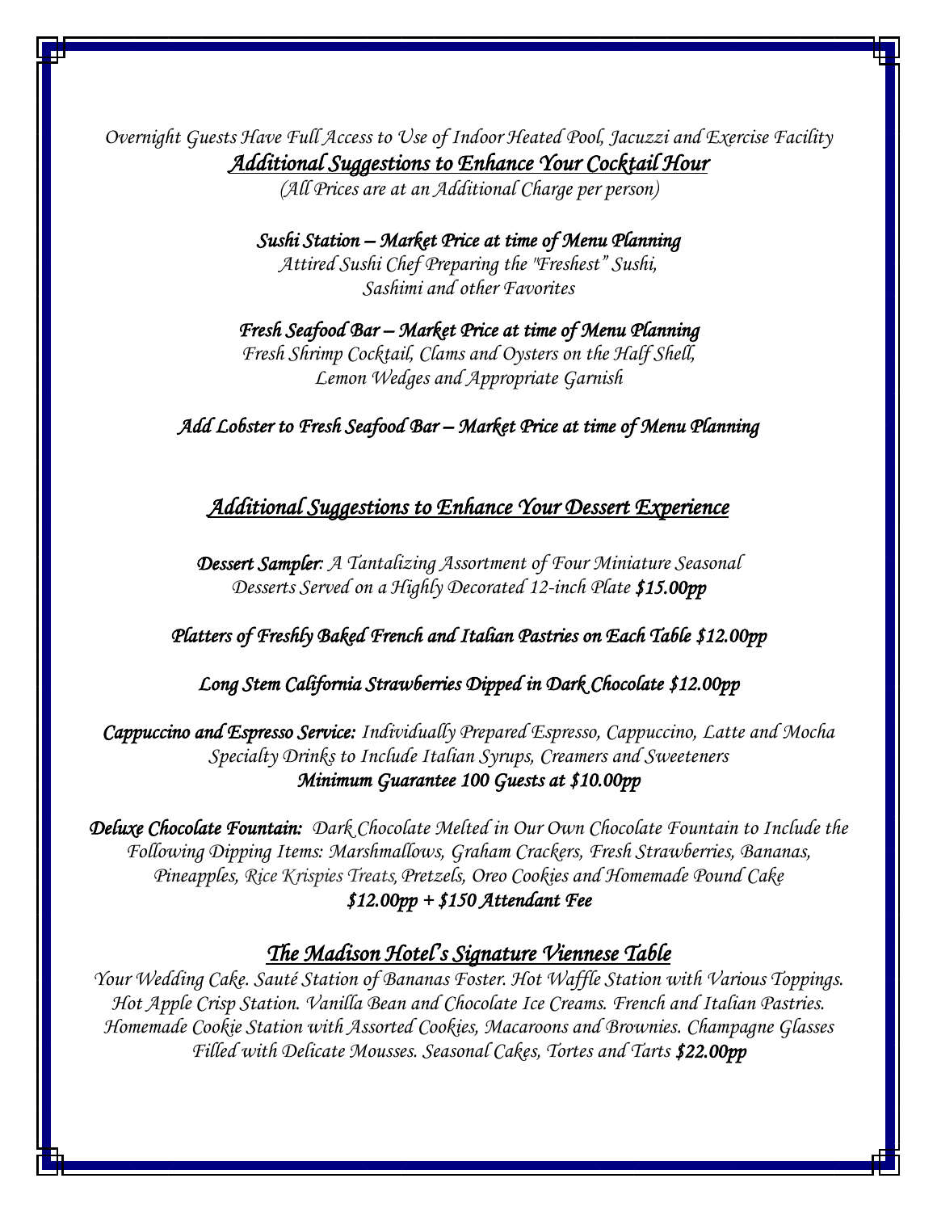*Overnight Guests Have Full Access to Use of Indoor Heated Pool, Jacuzzi and Exercise Facility*

## *Additional Suggestions to Enhance Your Cocktail Hour*

*(All Prices are at an Additional Charge per person)*

***Sushi Station – Market Price at time of Menu Planning***
*Attired Sushi Chef Preparing the "Freshest" Sushi,*
*Sashimi and other Favorites*

***Fresh Seafood Bar – Market Price at time of Menu Planning***
*Fresh Shrimp Cocktail, Clams and Oysters on the Half Shell,*
*Lemon Wedges and Appropriate Garnish*

***Add Lobster to Fresh Seafood Bar – Market Price at time of Menu Planning***

## *Additional Suggestions to Enhance Your Dessert Experience*

***Dessert Sampler**: A Tantalizing Assortment of Four Miniature Seasonal Desserts Served on a Highly Decorated 12-inch Plate **$15.00pp***

***Platters of Freshly Baked French and Italian Pastries on Each Table $12.00pp***

***Long Stem California Strawberries Dipped in Dark Chocolate $12.00pp***

***Cappuccino and Espresso Service:** Individually Prepared Espresso, Cappuccino, Latte and Mocha Specialty Drinks to Include Italian Syrups, Creamers and Sweeteners*
***Minimum Guarantee 100 Guests at $10.00pp***

***Deluxe Chocolate Fountain:** Dark Chocolate Melted in Our Own Chocolate Fountain to Include the Following Dipping Items: Marshmallows, Graham Crackers, Fresh Strawberries, Bananas, Pineapples, Rice Krispies Treats, Pretzels, Oreo Cookies and Homemade Pound Cake*
***$12.00pp + $150 Attendant Fee***

## *The Madison Hotel's Signature Viennese Table*

*Your Wedding Cake. Sauté Station of Bananas Foster. Hot Waffle Station with Various Toppings. Hot Apple Crisp Station. Vanilla Bean and Chocolate Ice Creams. French and Italian Pastries. Homemade Cookie Station with Assorted Cookies, Macaroons and Brownies. Champagne Glasses Filled with Delicate Mousses. Seasonal Cakes, Tortes and Tarts **$22.00pp***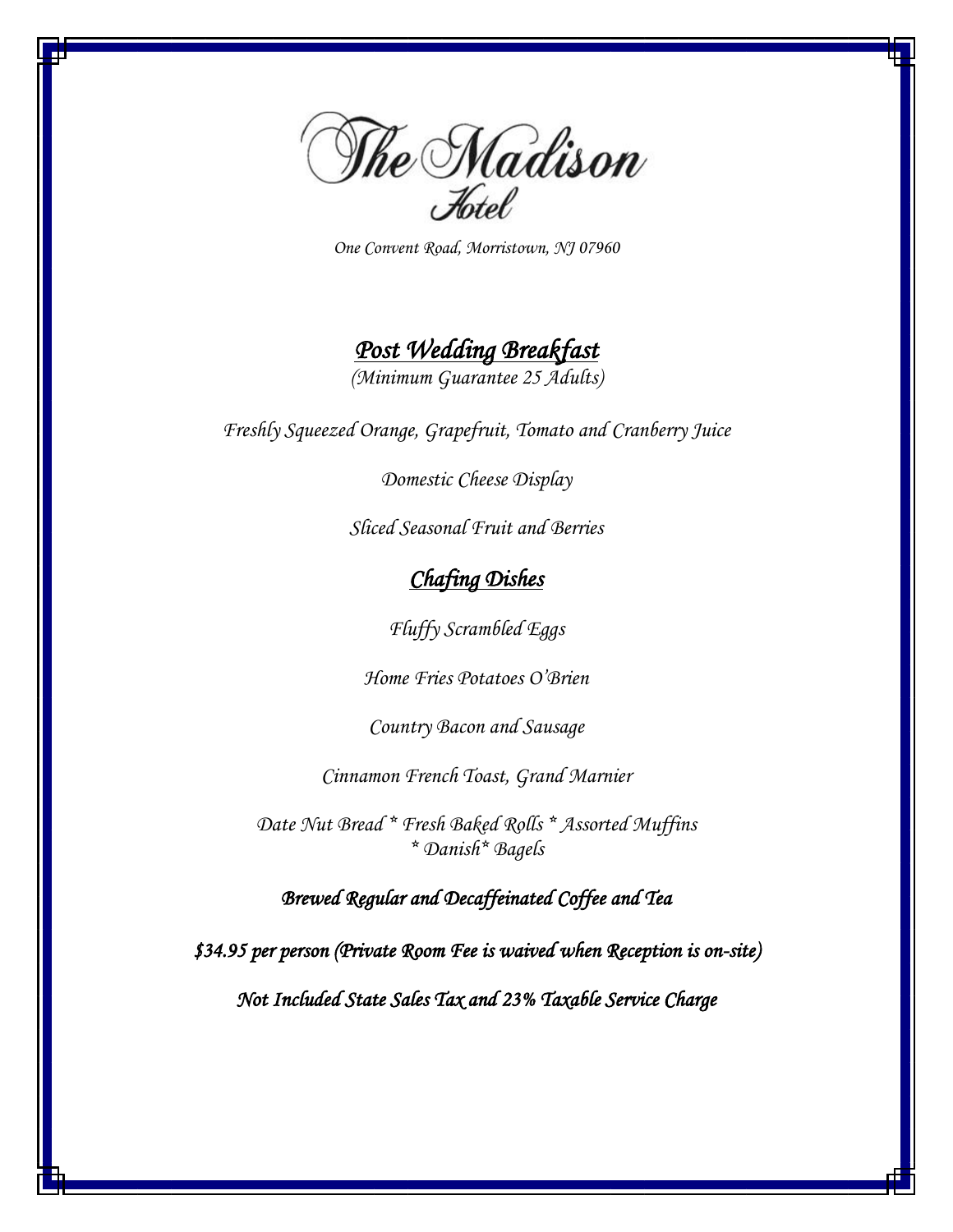# The Madison Hotel

*One Convent Road, Morristown, NJ 07960*

## *Post Wedding Breakfast*

*(Minimum Guarantee 25 Adults)*

*Freshly Squeezed Orange, Grapefruit, Tomato and Cranberry Juice*

*Domestic Cheese Display*

*Sliced Seasonal Fruit and Berries*

### *Chafing Dishes*

*Fluffy Scrambled Eggs*

*Home Fries Potatoes O'Brien*

*Country Bacon and Sausage*

*Cinnamon French Toast, Grand Marnier*

*Date Nut Bread * Fresh Baked Rolls * Assorted Muffins * Danish* Bagels*

***Brewed Regular and Decaffeinated Coffee and Tea***

***$34.95 per person (Private Room Fee is waived when Reception is on-site)***

***Not Included State Sales Tax and 23% Taxable Service Charge***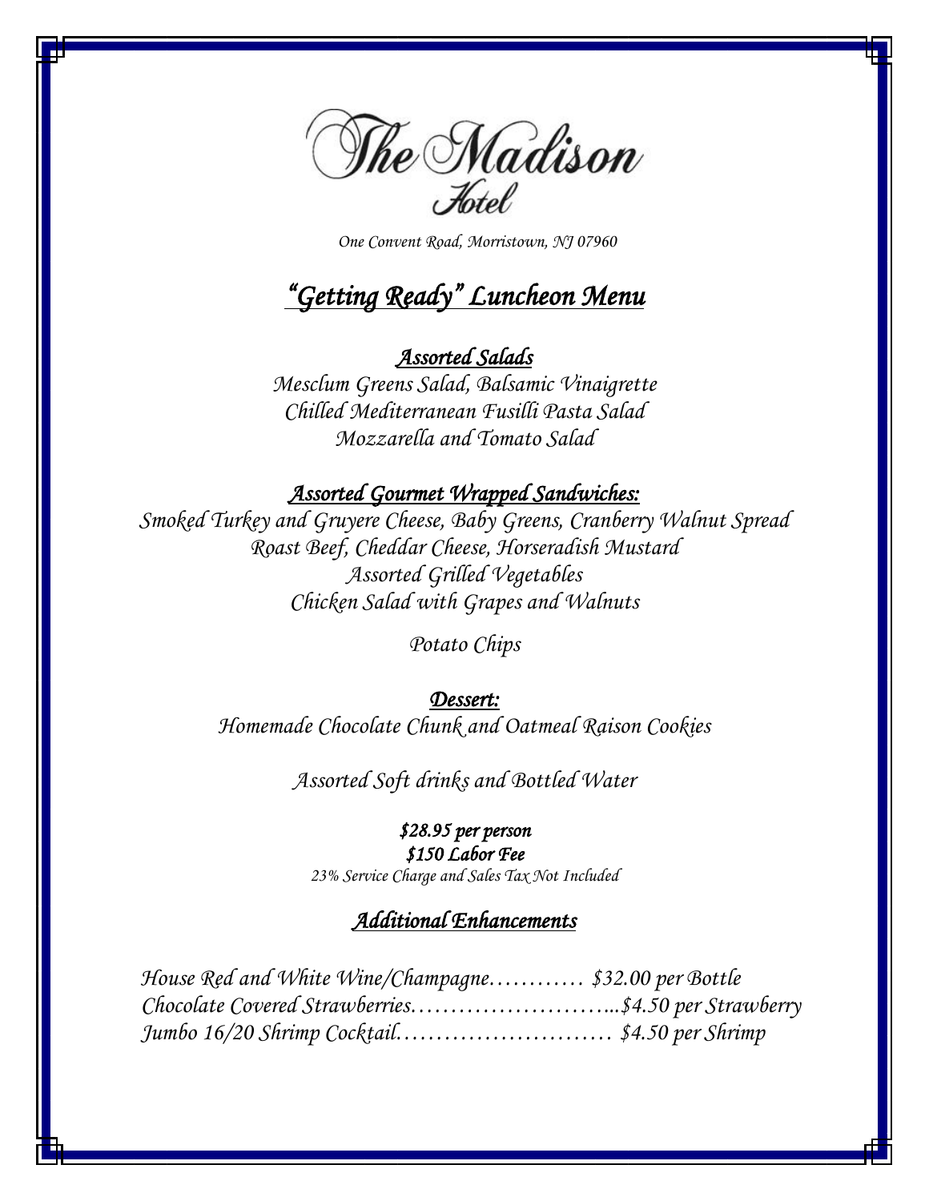# The Madison Hotel

*One Convent Road, Morristown, NJ 07960*

## *"Getting Ready" Luncheon Menu*

### *Assorted Salads*

*Mesclum Greens Salad, Balsamic Vinaigrette*
*Chilled Mediterranean Fusilli Pasta Salad*
*Mozzarella and Tomato Salad*

### *Assorted Gourmet Wrapped Sandwiches:*

*Smoked Turkey and Gruyere Cheese, Baby Greens, Cranberry Walnut Spread*
*Roast Beef, Cheddar Cheese, Horseradish Mustard*
*Assorted Grilled Vegetables*
*Chicken Salad with Grapes and Walnuts*

*Potato Chips*

### *Dessert:*

*Homemade Chocolate Chunk and Oatmeal Raison Cookies*

*Assorted Soft drinks and Bottled Water*

***$28.95 per person***
***$150 Labor Fee***
*23% Service Charge and Sales Tax Not Included*

### *Additional Enhancements*

*House Red and White Wine/Champagne………… $32.00 per Bottle*
*Chocolate Covered Strawberries……………………...$4.50 per Strawberry*
*Jumbo 16/20 Shrimp Cocktail……………………… $4.50 per Shrimp*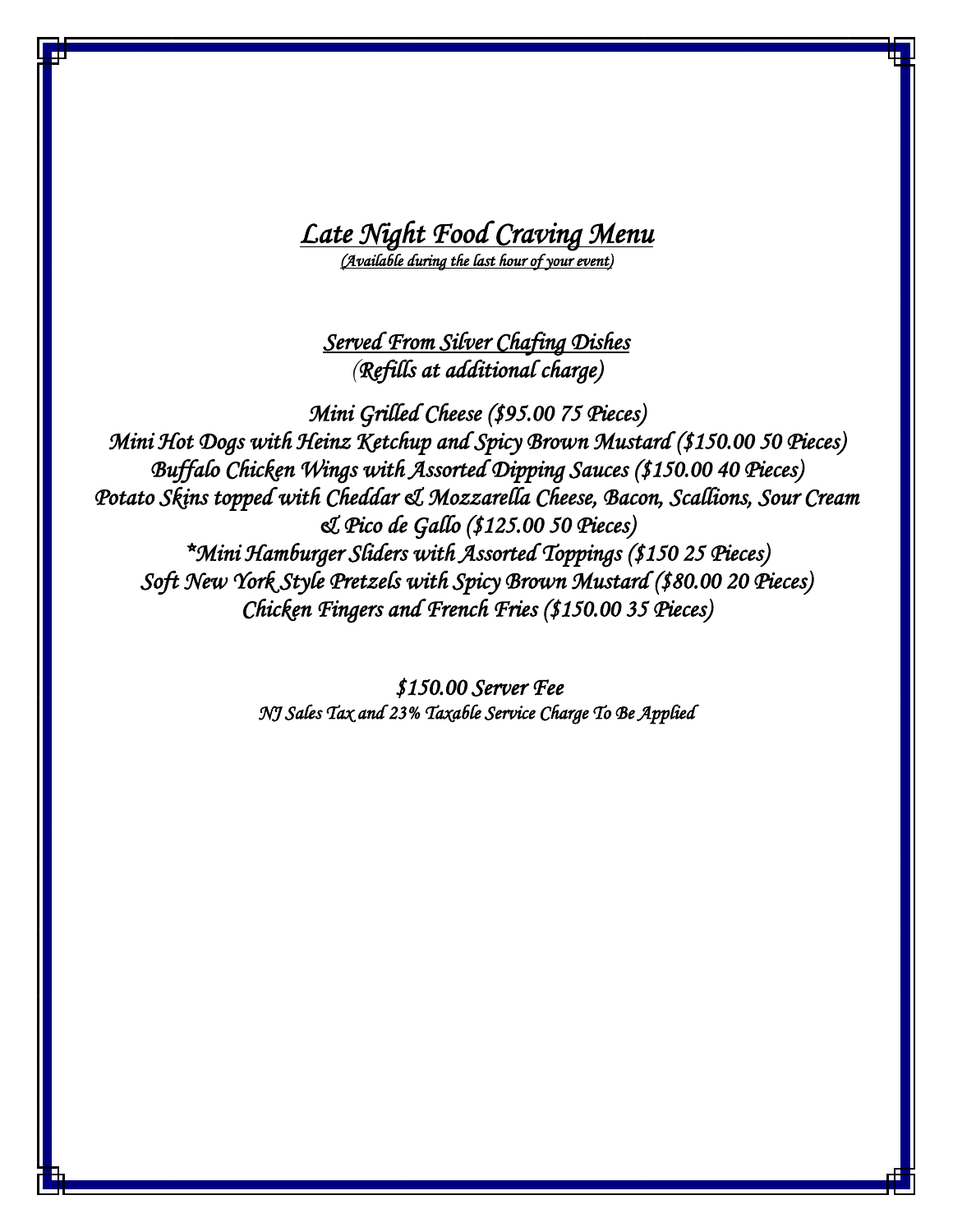# Late Night Food Craving Menu

*(Available during the last hour of your event)*

## *Served From Silver Chafing Dishes*

*(Refills at additional charge)*

*Mini Grilled Cheese ($95.00 75 Pieces)*
*Mini Hot Dogs with Heinz Ketchup and Spicy Brown Mustard ($150.00 50 Pieces)*
*Buffalo Chicken Wings with Assorted Dipping Sauces ($150.00 40 Pieces)*
*Potato Skins topped with Cheddar & Mozzarella Cheese, Bacon, Scallions, Sour Cream & Pico de Gallo ($125.00 50 Pieces)*
**Mini Hamburger Sliders with Assorted Toppings ($150 25 Pieces)*
*Soft New York Style Pretzels with Spicy Brown Mustard ($80.00 20 Pieces)*
*Chicken Fingers and French Fries ($150.00 35 Pieces)*

*$150.00 Server Fee*
*NJ Sales Tax and 23% Taxable Service Charge To Be Applied*